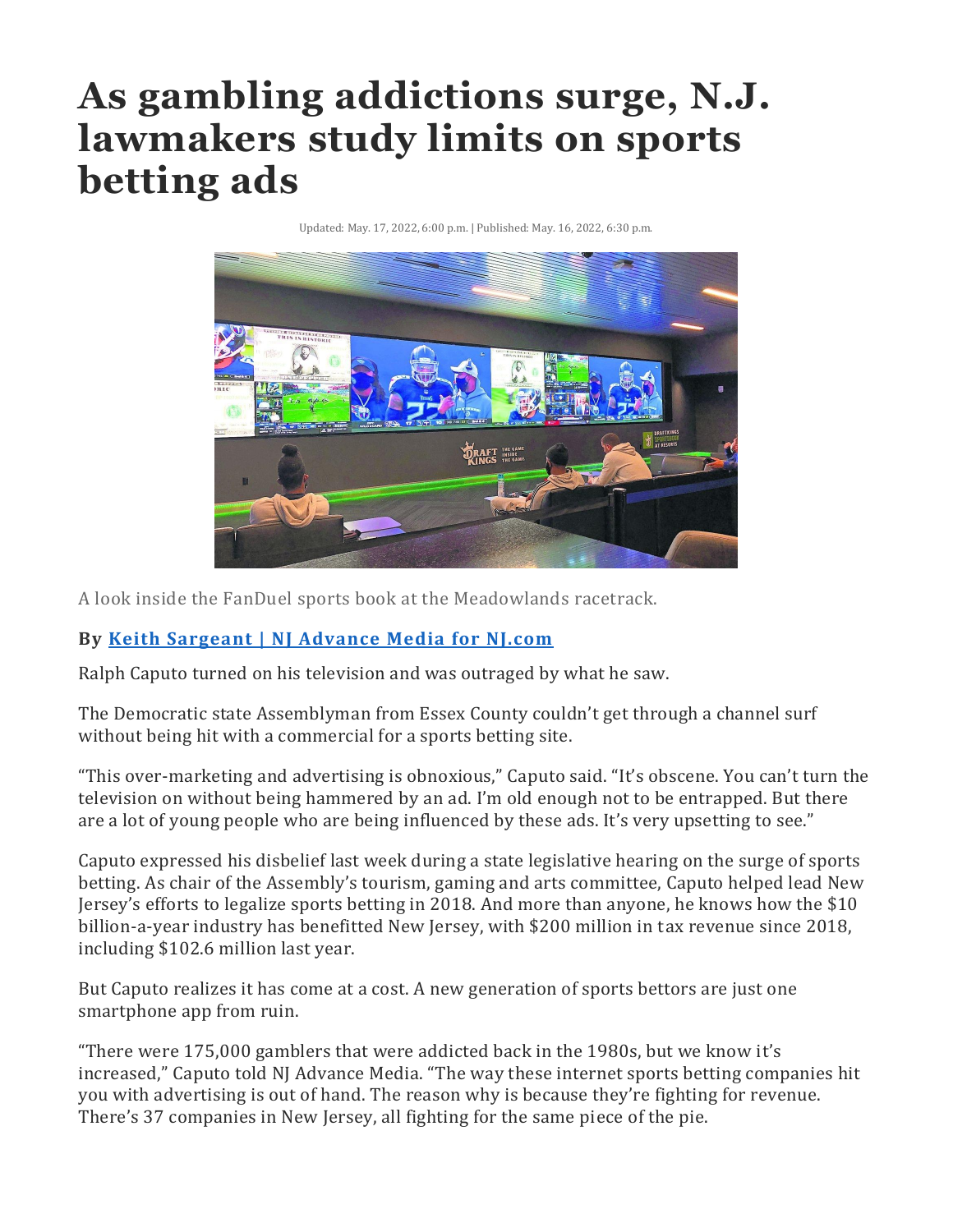# As gambling addictions surge, N.J. lawmakers study limits on sports betting ads

Updated: May. 17, 2022, 6:00 p.m. | Published: May. 16, 2022, 6:30 p.m.

A look inside the FanDuel sports book at the Meadowlands racetrack.

**By [Keith Sargeant | NJ Advance Media for NJ.com]()**

Ralph Caputo turned on his television and was outraged by what he saw.

The Democratic state Assemblyman from Essex County couldn't get through a channel surf without being hit with a commercial for a sports betting site.

"This over-marketing and advertising is obnoxious," Caputo said. "It's obscene. You can't turn the television on without being hammered by an ad. I'm old enough not to be entrapped. But there are a lot of young people who are being influenced by these ads. It's very upsetting to see."

Caputo expressed his disbelief last week during a state legislative hearing on the surge of sports betting. As chair of the Assembly's tourism, gaming and arts committee, Caputo helped lead New Jersey's efforts to legalize sports betting in 2018. And more than anyone, he knows how the $10 billion-a-year industry has benefitted New Jersey, with $200 million in tax revenue since 2018, including $102.6 million last year.

But Caputo realizes it has come at a cost. A new generation of sports bettors are just one smartphone app from ruin.

"There were 175,000 gamblers that were addicted back in the 1980s, but we know it's increased," Caputo told NJ Advance Media. "The way these internet sports betting companies hit you with advertising is out of hand. The reason why is because they're fighting for revenue. There's 37 companies in New Jersey, all fighting for the same piece of the pie.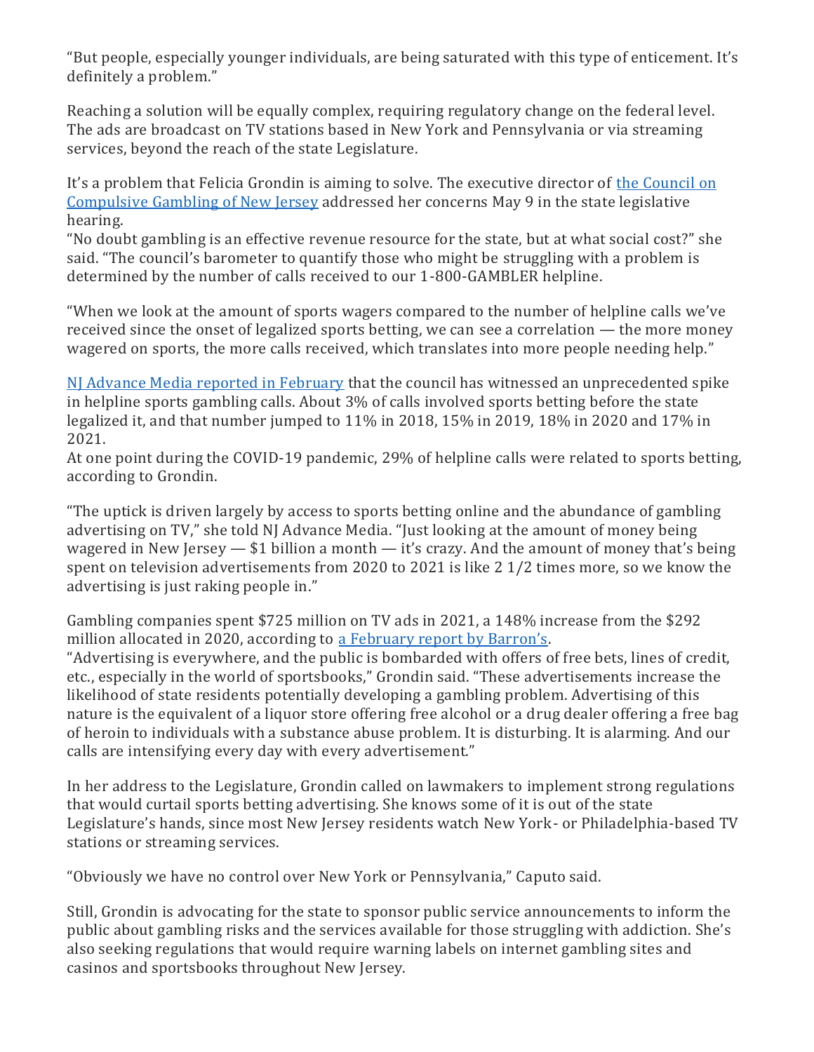"But people, especially younger individuals, are being saturated with this type of enticement. It's definitely a problem."

Reaching a solution will be equally complex, requiring regulatory change on the federal level. The ads are broadcast on TV stations based in New York and Pennsylvania or via streaming services, beyond the reach of the state Legislature.

It's a problem that Felicia Grondin is aiming to solve. The executive director of [the Council on Compulsive Gambling of New Jersey]() addressed her concerns May 9 in the state legislative hearing.

"No doubt gambling is an effective revenue resource for the state, but at what social cost?" she said. "The council's barometer to quantify those who might be struggling with a problem is determined by the number of calls received to our 1-800-GAMBLER helpline.

"When we look at the amount of sports wagers compared to the number of helpline calls we've received since the onset of legalized sports betting, we can see a correlation — the more money wagered on sports, the more calls received, which translates into more people needing help."

[NJ Advance Media reported in February]() that the council has witnessed an unprecedented spike in helpline sports gambling calls. About 3% of calls involved sports betting before the state legalized it, and that number jumped to 11% in 2018, 15% in 2019, 18% in 2020 and 17% in 2021.

At one point during the COVID-19 pandemic, 29% of helpline calls were related to sports betting, according to Grondin.

"The uptick is driven largely by access to sports betting online and the abundance of gambling advertising on TV," she told NJ Advance Media. "Just looking at the amount of money being wagered in New Jersey — $1 billion a month — it's crazy. And the amount of money that's being spent on television advertisements from 2020 to 2021 is like 2 1/2 times more, so we know the advertising is just raking people in."

Gambling companies spent $725 million on TV ads in 2021, a 148% increase from the $292 million allocated in 2020, according to [a February report by Barron's]().

"Advertising is everywhere, and the public is bombarded with offers of free bets, lines of credit, etc., especially in the world of sportsbooks," Grondin said. "These advertisements increase the likelihood of state residents potentially developing a gambling problem. Advertising of this nature is the equivalent of a liquor store offering free alcohol or a drug dealer offering a free bag of heroin to individuals with a substance abuse problem. It is disturbing. It is alarming. And our calls are intensifying every day with every advertisement."

In her address to the Legislature, Grondin called on lawmakers to implement strong regulations that would curtail sports betting advertising. She knows some of it is out of the state Legislature's hands, since most New Jersey residents watch New York- or Philadelphia-based TV stations or streaming services.

"Obviously we have no control over New York or Pennsylvania," Caputo said.

Still, Grondin is advocating for the state to sponsor public service announcements to inform the public about gambling risks and the services available for those struggling with addiction. She's also seeking regulations that would require warning labels on internet gambling sites and casinos and sportsbooks throughout New Jersey.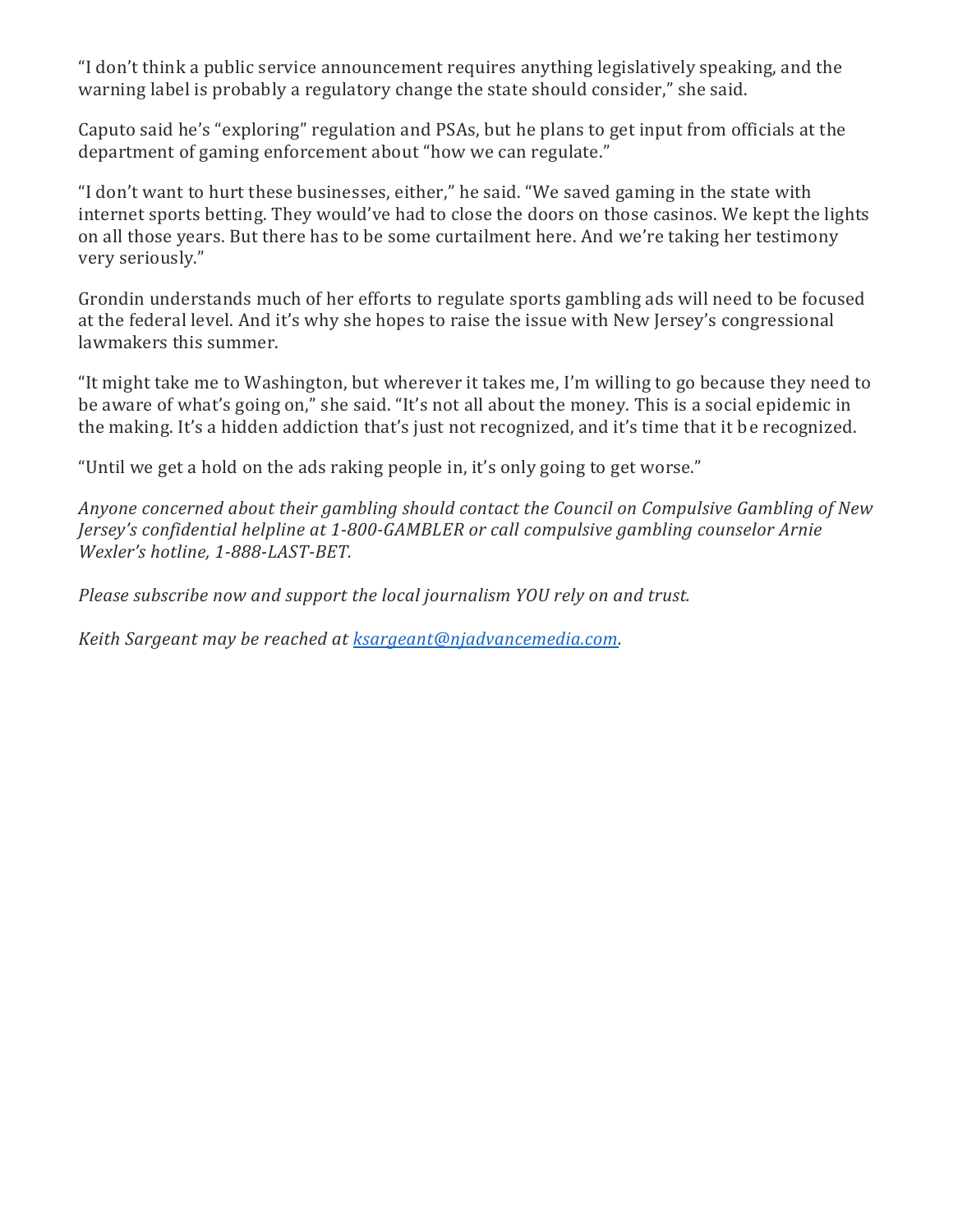"I don't think a public service announcement requires anything legislatively speaking, and the warning label is probably a regulatory change the state should consider," she said.

Caputo said he's "exploring" regulation and PSAs, but he plans to get input from officials at the department of gaming enforcement about "how we can regulate."

"I don't want to hurt these businesses, either," he said. "We saved gaming in the state with internet sports betting. They would've had to close the doors on those casinos. We kept the lights on all those years. But there has to be some curtailment here. And we're taking her testimony very seriously."

Grondin understands much of her efforts to regulate sports gambling ads will need to be focused at the federal level. And it's why she hopes to raise the issue with New Jersey's congressional lawmakers this summer.

"It might take me to Washington, but wherever it takes me, I'm willing to go because they need to be aware of what's going on," she said. "It's not all about the money. This is a social epidemic in the making. It's a hidden addiction that's just not recognized, and it's time that it be recognized.

"Until we get a hold on the ads raking people in, it's only going to get worse."

*Anyone concerned about their gambling should contact the Council on Compulsive Gambling of New Jersey's confidential helpline at 1-800-GAMBLER or call compulsive gambling counselor Arnie Wexler's hotline, 1-888-LAST-BET.*

*Please subscribe now and support the local journalism YOU rely on and trust.*

*Keith Sargeant may be reached at [ksargeant@njadvancemedia.com](mailto:ksargeant@njadvancemedia.com).*